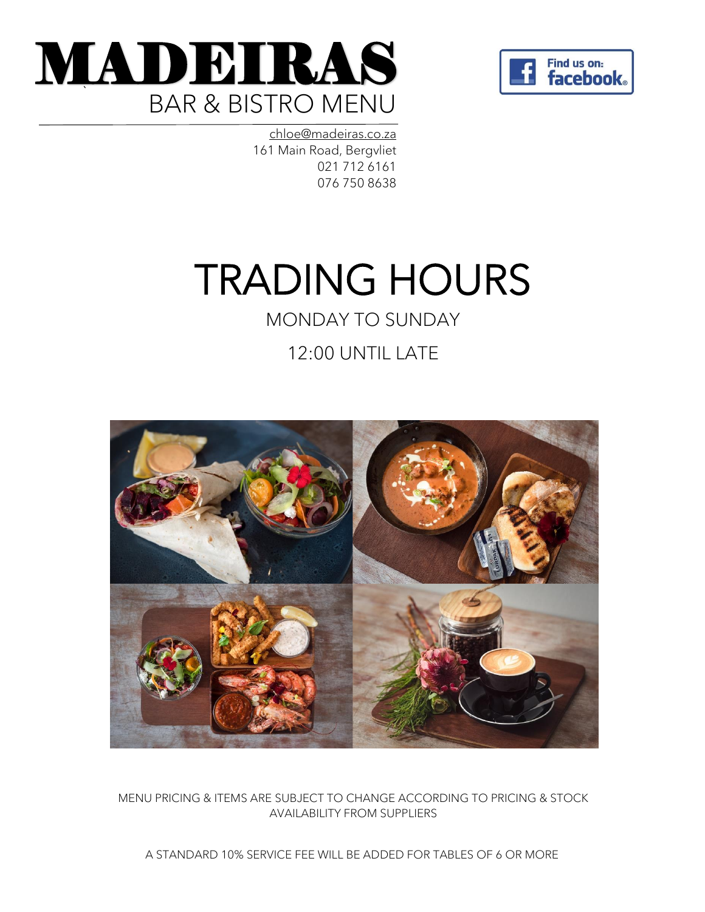# MADEIRAS

## BAR & BISTRO MENU

Find us on: facebook

chloe@madeiras.co.za
161 Main Road, Bergvliet
021 712 6161
076 750 8638

# TRADING HOURS

MONDAY TO SUNDAY

12:00 UNTIL LATE

MENU PRICING & ITEMS ARE SUBJECT TO CHANGE ACCORDING TO PRICING & STOCK AVAILABILITY FROM SUPPLIERS

A STANDARD 10% SERVICE FEE WILL BE ADDED FOR TABLES OF 6 OR MORE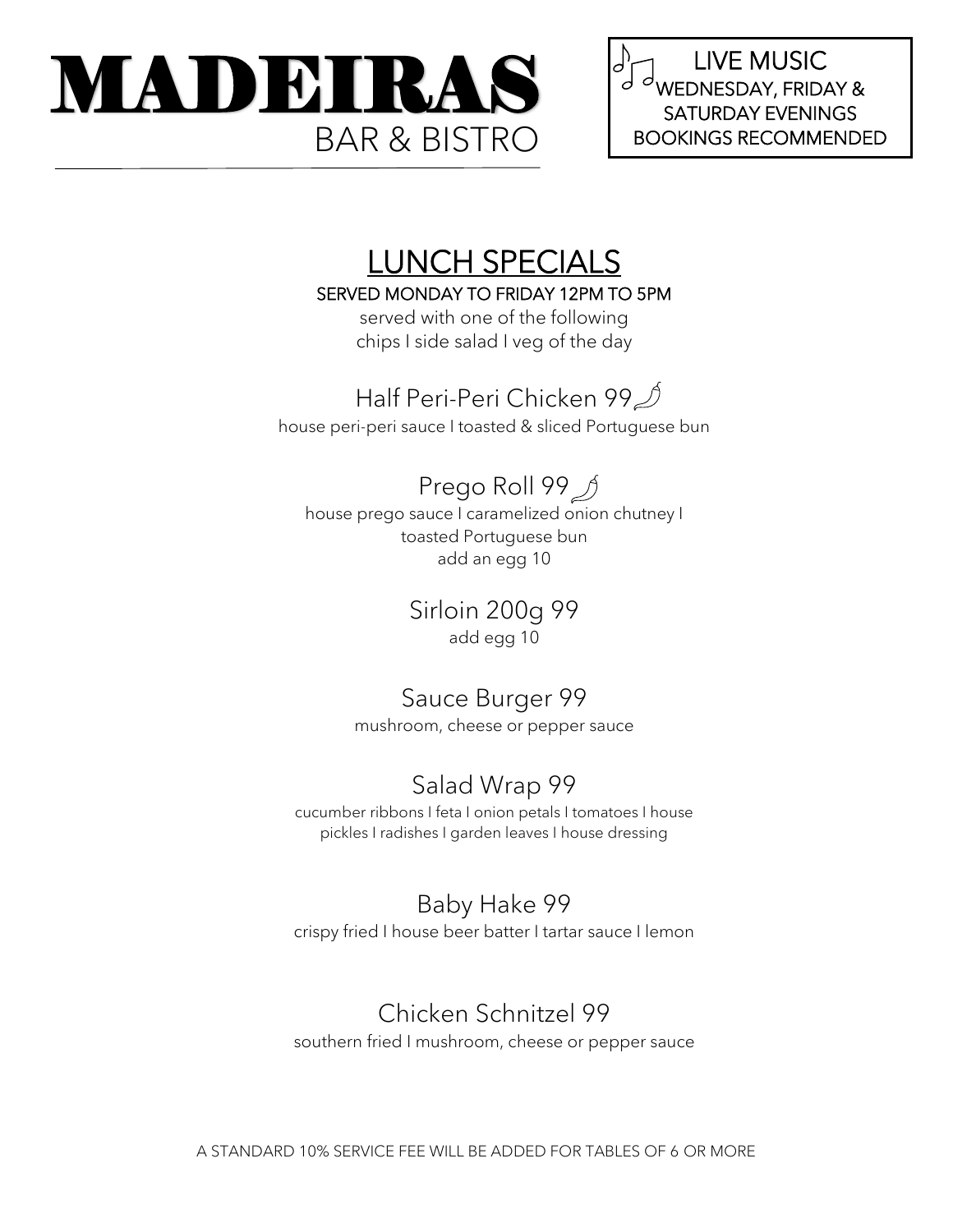# MADEIRAS
BAR & BISTRO

LIVE MUSIC
WEDNESDAY, FRIDAY & SATURDAY EVENINGS
BOOKINGS RECOMMENDED

## LUNCH SPECIALS

**SERVED MONDAY TO FRIDAY 12PM TO 5PM**

served with one of the following
chips I side salad I veg of the day

### Half Peri-Peri Chicken 99

house peri-peri sauce I toasted & sliced Portuguese bun

### Prego Roll 99

house prego sauce I caramelized onion chutney I toasted Portuguese bun
add an egg 10

### Sirloin 200g 99

add egg 10

### Sauce Burger 99

mushroom, cheese or pepper sauce

### Salad Wrap 99

cucumber ribbons I feta I onion petals I tomatoes I house pickles I radishes I garden leaves I house dressing

### Baby Hake 99

crispy fried I house beer batter I tartar sauce I lemon

### Chicken Schnitzel 99

southern fried I mushroom, cheese or pepper sauce

A STANDARD 10% SERVICE FEE WILL BE ADDED FOR TABLES OF 6 OR MORE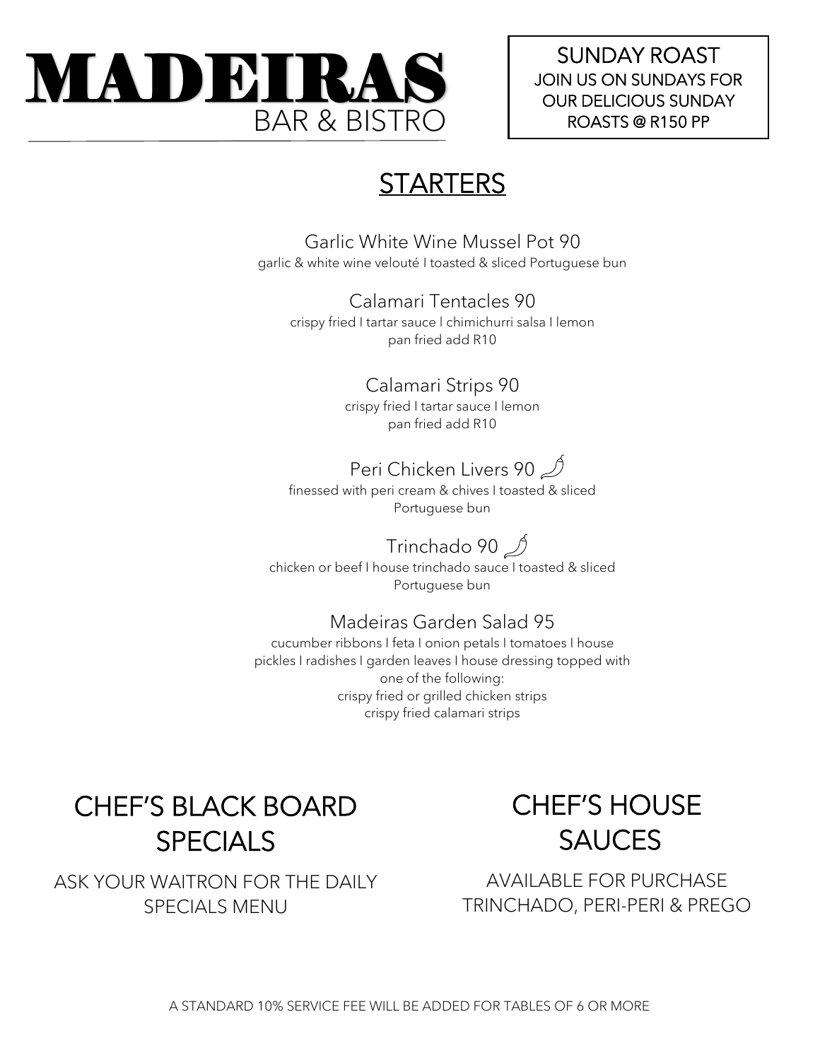# MADEIRAS
BAR & BISTRO

**SUNDAY ROAST**
JOIN US ON SUNDAYS FOR OUR DELICIOUS SUNDAY ROASTS @ R150 PP

## STARTERS

Garlic White Wine Mussel Pot 90
garlic & white wine velouté I toasted & sliced Portuguese bun

Calamari Tentacles 90
crispy fried I tartar sauce I chimichurri salsa I lemon
pan fried add R10

Calamari Strips 90
crispy fried I tartar sauce I lemon
pan fried add R10

Peri Chicken Livers 90
finessed with peri cream & chives I toasted & sliced Portuguese bun

Trinchado 90
chicken or beef I house trinchado sauce I toasted & sliced Portuguese bun

Madeiras Garden Salad 95
cucumber ribbons I feta I onion petals I tomatoes I house pickles I radishes I garden leaves I house dressing topped with one of the following:
crispy fried or grilled chicken strips
crispy fried calamari strips

## CHEF'S BLACK BOARD SPECIALS

ASK YOUR WAITRON FOR THE DAILY SPECIALS MENU

## CHEF'S HOUSE SAUCES

AVAILABLE FOR PURCHASE
TRINCHADO, PERI-PERI & PREGO

A STANDARD 10% SERVICE FEE WILL BE ADDED FOR TABLES OF 6 OR MORE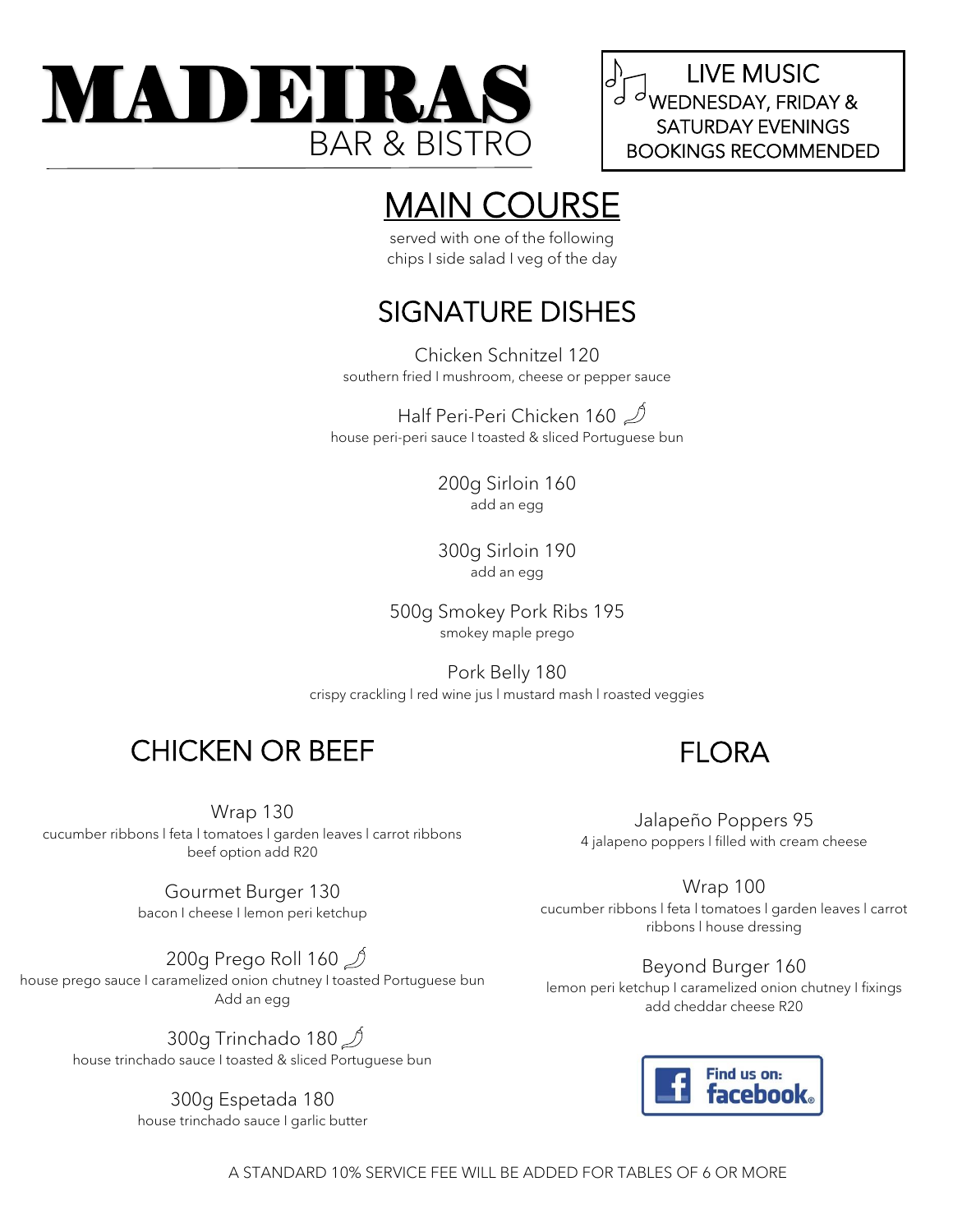# MADEIRAS

BAR & BISTRO

LIVE MUSIC
WEDNESDAY, FRIDAY &
SATURDAY EVENINGS
BOOKINGS RECOMMENDED

## MAIN COURSE

served with one of the following
chips I side salad I veg of the day

### SIGNATURE DISHES

Chicken Schnitzel 120
southern fried I mushroom, cheese or pepper sauce

Half Peri-Peri Chicken 160
house peri-peri sauce I toasted & sliced Portuguese bun

200g Sirloin 160
add an egg

300g Sirloin 190
add an egg

500g Smokey Pork Ribs 195
smokey maple prego

Pork Belly 180
crispy crackling I red wine jus I mustard mash I roasted veggies

### CHICKEN OR BEEF

Wrap 130
cucumber ribbons I feta I tomatoes I garden leaves I carrot ribbons
beef option add R20

Gourmet Burger 130
bacon I cheese I lemon peri ketchup

200g Prego Roll 160
house prego sauce I caramelized onion chutney I toasted Portuguese bun
Add an egg

300g Trinchado 180
house trinchado sauce I toasted & sliced Portuguese bun

300g Espetada 180
house trinchado sauce I garlic butter

### FLORA

Jalapeño Poppers 95
4 jalapeno poppers I filled with cream cheese

Wrap 100
cucumber ribbons I feta I tomatoes I garden leaves I carrot ribbons I house dressing

Beyond Burger 160
lemon peri ketchup I caramelized onion chutney I fixings
add cheddar cheese R20

Find us on: facebook

A STANDARD 10% SERVICE FEE WILL BE ADDED FOR TABLES OF 6 OR MORE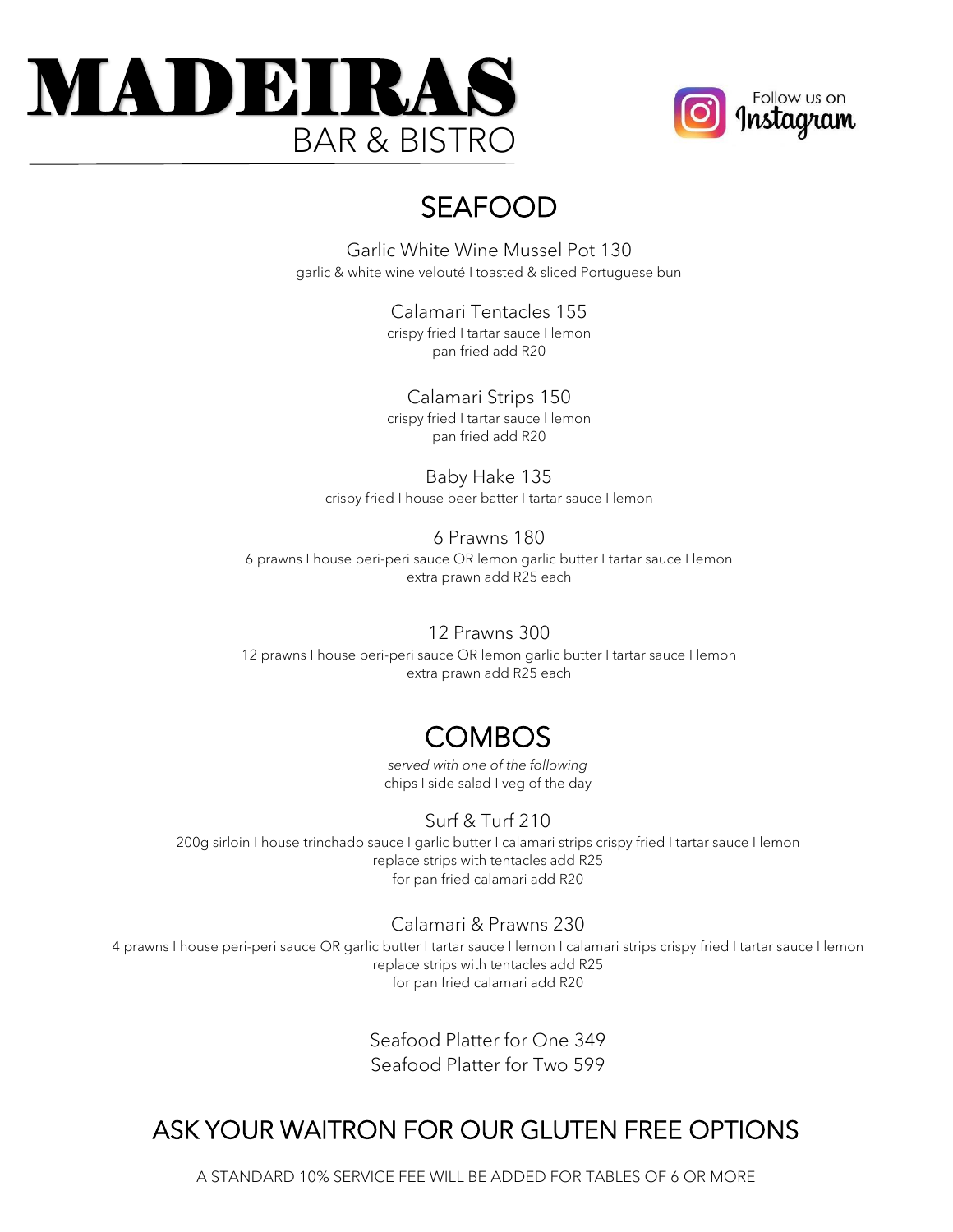# MADEIRAS
BAR & BISTRO

Follow us on Instagram

## SEAFOOD

Garlic White Wine Mussel Pot 130
garlic & white wine velouté I toasted & sliced Portuguese bun

Calamari Tentacles 155
crispy fried I tartar sauce I lemon
pan fried add R20

Calamari Strips 150
crispy fried I tartar sauce I lemon
pan fried add R20

Baby Hake 135
crispy fried I house beer batter I tartar sauce I lemon

6 Prawns 180
6 prawns I house peri-peri sauce OR lemon garlic butter I tartar sauce I lemon
extra prawn add R25 each

12 Prawns 300
12 prawns I house peri-peri sauce OR lemon garlic butter I tartar sauce I lemon
extra prawn add R25 each

## COMBOS

*served with one of the following*
chips I side salad I veg of the day

Surf & Turf 210
200g sirloin I house trinchado sauce I garlic butter I calamari strips crispy fried I tartar sauce I lemon
replace strips with tentacles add R25
for pan fried calamari add R20

Calamari & Prawns 230
4 prawns I house peri-peri sauce OR garlic butter I tartar sauce I lemon I calamari strips crispy fried I tartar sauce I lemon
replace strips with tentacles add R25
for pan fried calamari add R20

Seafood Platter for One 349
Seafood Platter for Two 599

## ASK YOUR WAITRON FOR OUR GLUTEN FREE OPTIONS

A STANDARD 10% SERVICE FEE WILL BE ADDED FOR TABLES OF 6 OR MORE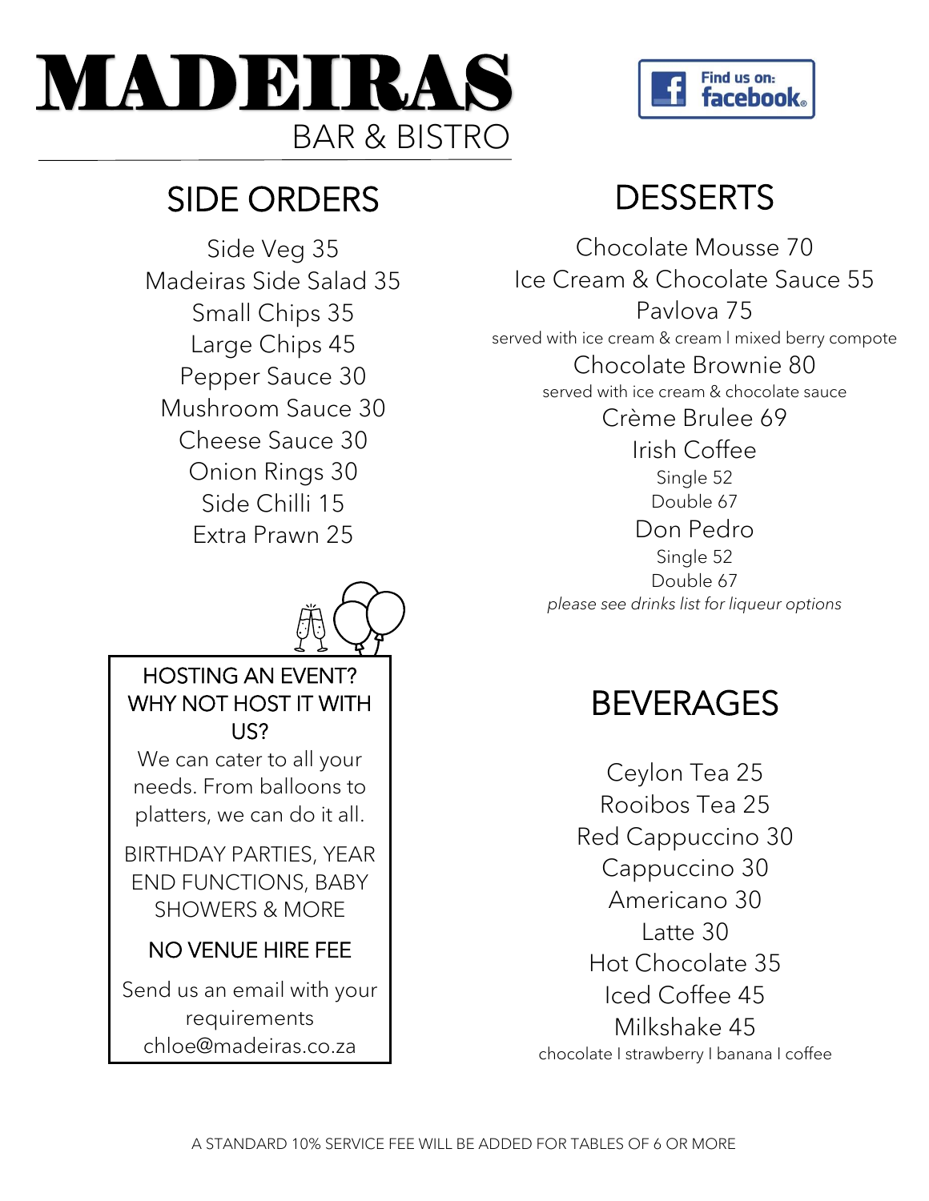# MADEIRAS

BAR & BISTRO

Find us on: facebook

## SIDE ORDERS

Side Veg 35
Madeiras Side Salad 35
Small Chips 35
Large Chips 45
Pepper Sauce 30
Mushroom Sauce 30
Cheese Sauce 30
Onion Rings 30
Side Chilli 15
Extra Prawn 25

**HOSTING AN EVENT? WHY NOT HOST IT WITH US?**

We can cater to all your needs. From balloons to platters, we can do it all.

BIRTHDAY PARTIES, YEAR END FUNCTIONS, BABY SHOWERS & MORE

**NO VENUE HIRE FEE**

Send us an email with your requirements
chloe@madeiras.co.za

## DESSERTS

Chocolate Mousse 70
Ice Cream & Chocolate Sauce 55
Pavlova 75
served with ice cream & cream l mixed berry compote
Chocolate Brownie 80
served with ice cream & chocolate sauce
Crème Brulee 69
Irish Coffee
Single 52
Double 67
Don Pedro
Single 52
Double 67
*please see drinks list for liqueur options*

## BEVERAGES

Ceylon Tea 25
Rooibos Tea 25
Red Cappuccino 30
Cappuccino 30
Americano 30
Latte 30
Hot Chocolate 35
Iced Coffee 45
Milkshake 45
chocolate l strawberry l banana l coffee

A STANDARD 10% SERVICE FEE WILL BE ADDED FOR TABLES OF 6 OR MORE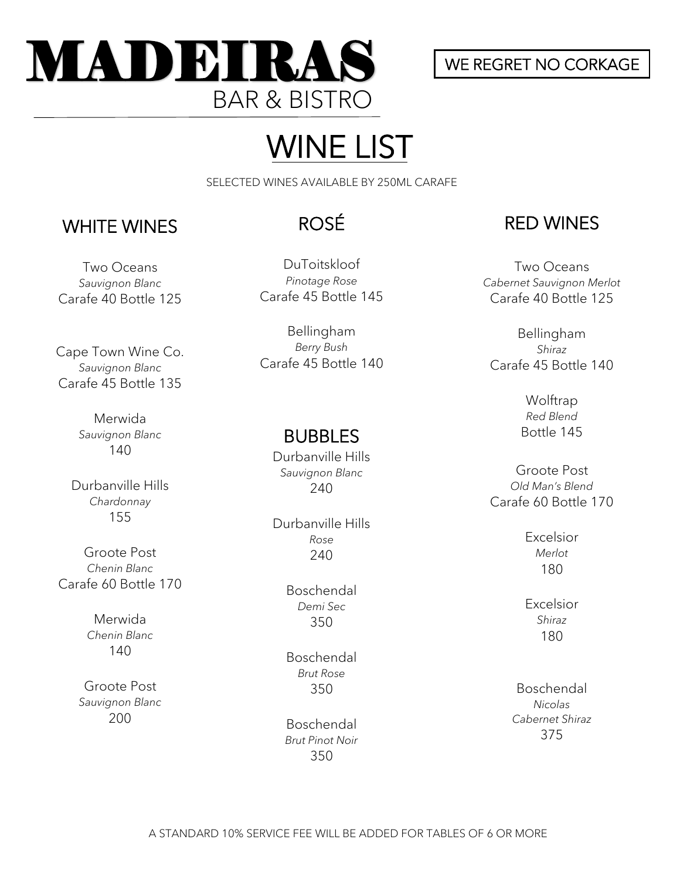# MADEIRAS

BAR & BISTRO

WE REGRET NO CORKAGE

## WINE LIST

SELECTED WINES AVAILABLE BY 250ML CARAFE

### WHITE WINES

Two Oceans
*Sauvignon Blanc*
Carafe 40 Bottle 125

Cape Town Wine Co.
*Sauvignon Blanc*
Carafe 45 Bottle 135

Merwida
*Sauvignon Blanc*
140

Durbanville Hills
*Chardonnay*
155

Groote Post
*Chenin Blanc*
Carafe 60 Bottle 170

Merwida
*Chenin Blanc*
140

Groote Post
*Sauvignon Blanc*
200

### ROSÉ

DuToitskloof
*Pinotage Rose*
Carafe 45 Bottle 145

Bellingham
*Berry Bush*
Carafe 45 Bottle 140

### BUBBLES

Durbanville Hills
*Sauvignon Blanc*
240

Durbanville Hills
*Rose*
240

Boschendal
*Demi Sec*
350

Boschendal
*Brut Rose*
350

Boschendal
*Brut Pinot Noir*
350

### RED WINES

Two Oceans
*Cabernet Sauvignon Merlot*
Carafe 40 Bottle 125

Bellingham
*Shiraz*
Carafe 45 Bottle 140

Wolftrap
*Red Blend*
Bottle 145

Groote Post
*Old Man's Blend*
Carafe 60 Bottle 170

Excelsior
*Merlot*
180

Excelsior
*Shiraz*
180

Boschendal
*Nicolas*
*Cabernet Shiraz*
375

A STANDARD 10% SERVICE FEE WILL BE ADDED FOR TABLES OF 6 OR MORE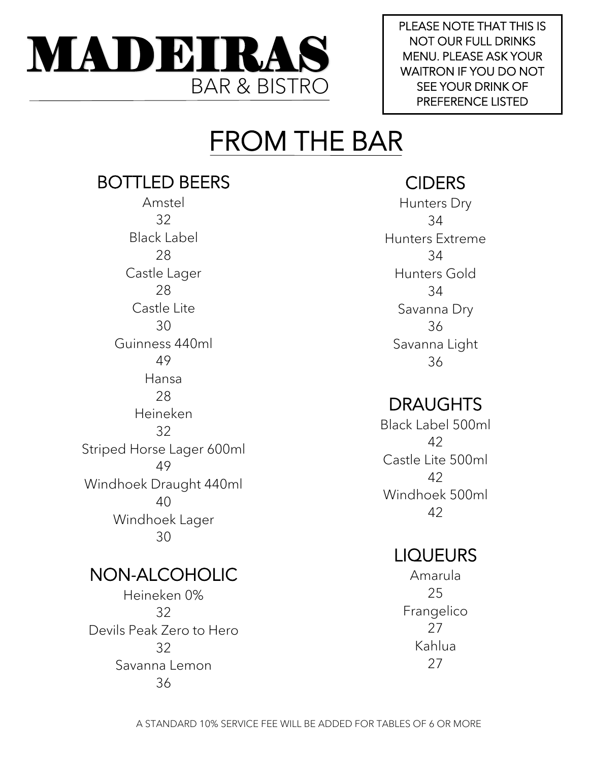# MADEIRAS

BAR & BISTRO

PLEASE NOTE THAT THIS IS NOT OUR FULL DRINKS MENU. PLEASE ASK YOUR WAITRON IF YOU DO NOT SEE YOUR DRINK OF PREFERENCE LISTED

## FROM THE BAR

### BOTTLED BEERS

Amstel
32

Black Label
28

Castle Lager
28

Castle Lite
30

Guinness 440ml
49

Hansa
28

Heineken
32

Striped Horse Lager 600ml
49

Windhoek Draught 440ml
40

Windhoek Lager
30

### NON-ALCOHOLIC

Heineken 0%
32

Devils Peak Zero to Hero
32

Savanna Lemon
36

### CIDERS

Hunters Dry
34

Hunters Extreme
34

Hunters Gold
34

Savanna Dry
36

Savanna Light
36

### DRAUGHTS

Black Label 500ml
42

Castle Lite 500ml
42

Windhoek 500ml
42

### LIQUEURS

Amarula
25

Frangelico
27

Kahlua
27

A STANDARD 10% SERVICE FEE WILL BE ADDED FOR TABLES OF 6 OR MORE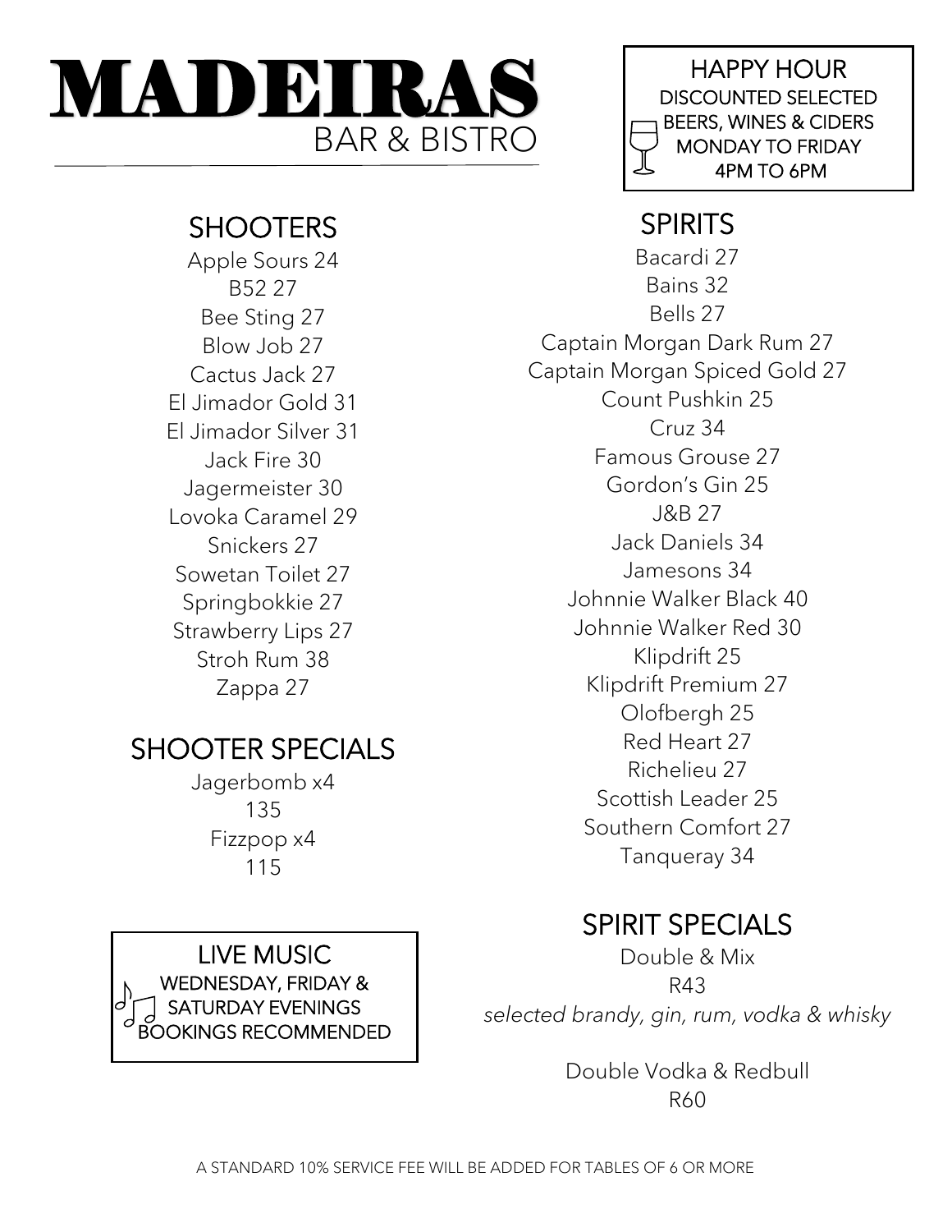# MADEIRAS
BAR & BISTRO

HAPPY HOUR
DISCOUNTED SELECTED BEERS, WINES & CIDERS
MONDAY TO FRIDAY
4PM TO 6PM

## SHOOTERS

Apple Sours 24
B52 27
Bee Sting 27
Blow Job 27
Cactus Jack 27
El Jimador Gold 31
El Jimador Silver 31
Jack Fire 30
Jagermeister 30
Lovoka Caramel 29
Snickers 27
Sowetan Toilet 27
Springbokkie 27
Strawberry Lips 27
Stroh Rum 38
Zappa 27

## SHOOTER SPECIALS

Jagerbomb x4
135
Fizzpop x4
115

LIVE MUSIC
WEDNESDAY, FRIDAY & SATURDAY EVENINGS
BOOKINGS RECOMMENDED

## SPIRITS

Bacardi 27
Bains 32
Bells 27
Captain Morgan Dark Rum 27
Captain Morgan Spiced Gold 27
Count Pushkin 25
Cruz 34
Famous Grouse 27
Gordon's Gin 25
J&B 27
Jack Daniels 34
Jamesons 34
Johnnie Walker Black 40
Johnnie Walker Red 30
Klipdrift 25
Klipdrift Premium 27
Olofbergh 25
Red Heart 27
Richelieu 27
Scottish Leader 25
Southern Comfort 27
Tanqueray 34

## SPIRIT SPECIALS

Double & Mix
R43
*selected brandy, gin, rum, vodka & whisky*

Double Vodka & Redbull
R60

A STANDARD 10% SERVICE FEE WILL BE ADDED FOR TABLES OF 6 OR MORE